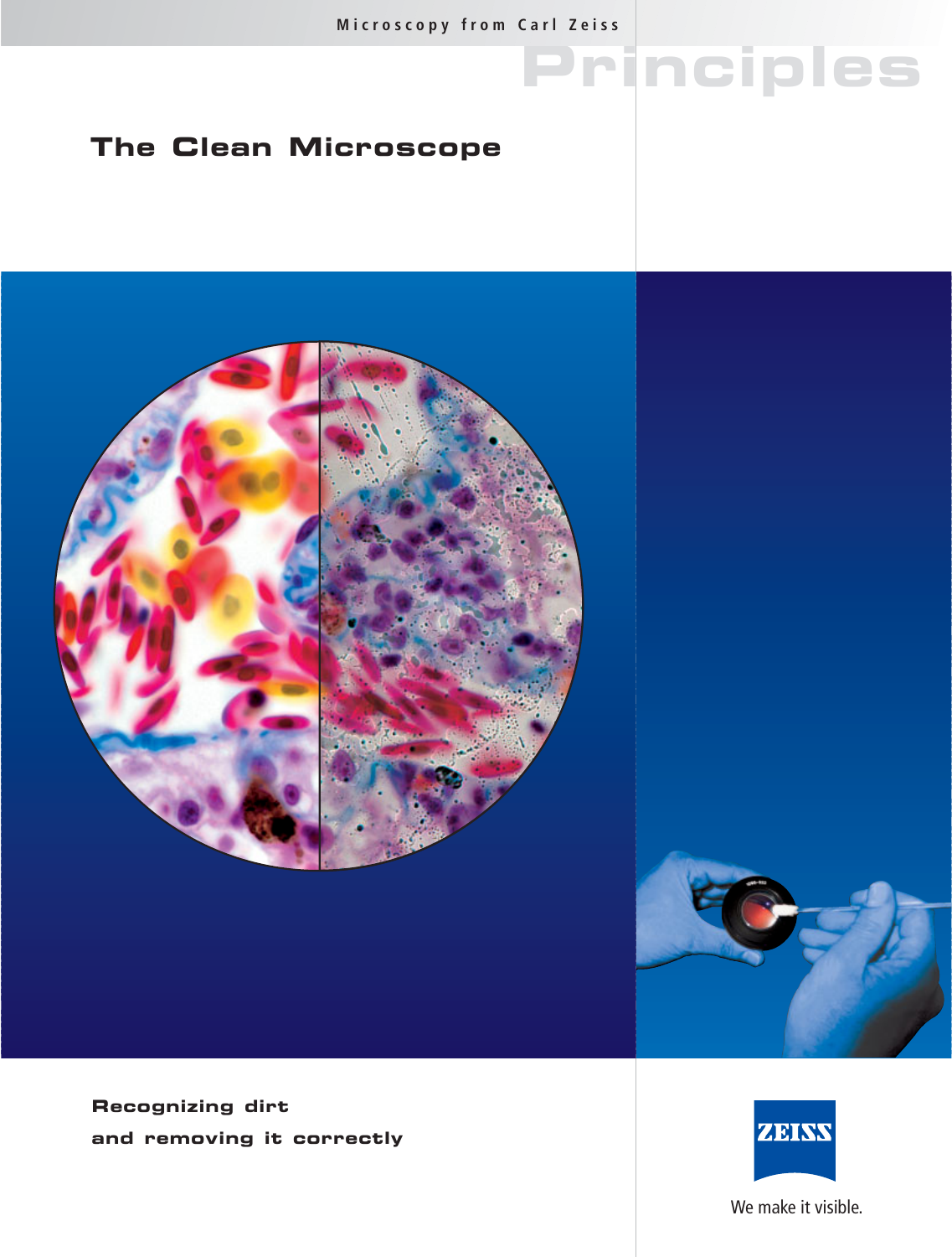Microscopy from Carl Zeiss

Principles

# The Clean Microscope

## Recognizing dirt and removing it correctly

ZEISS

We make it visible.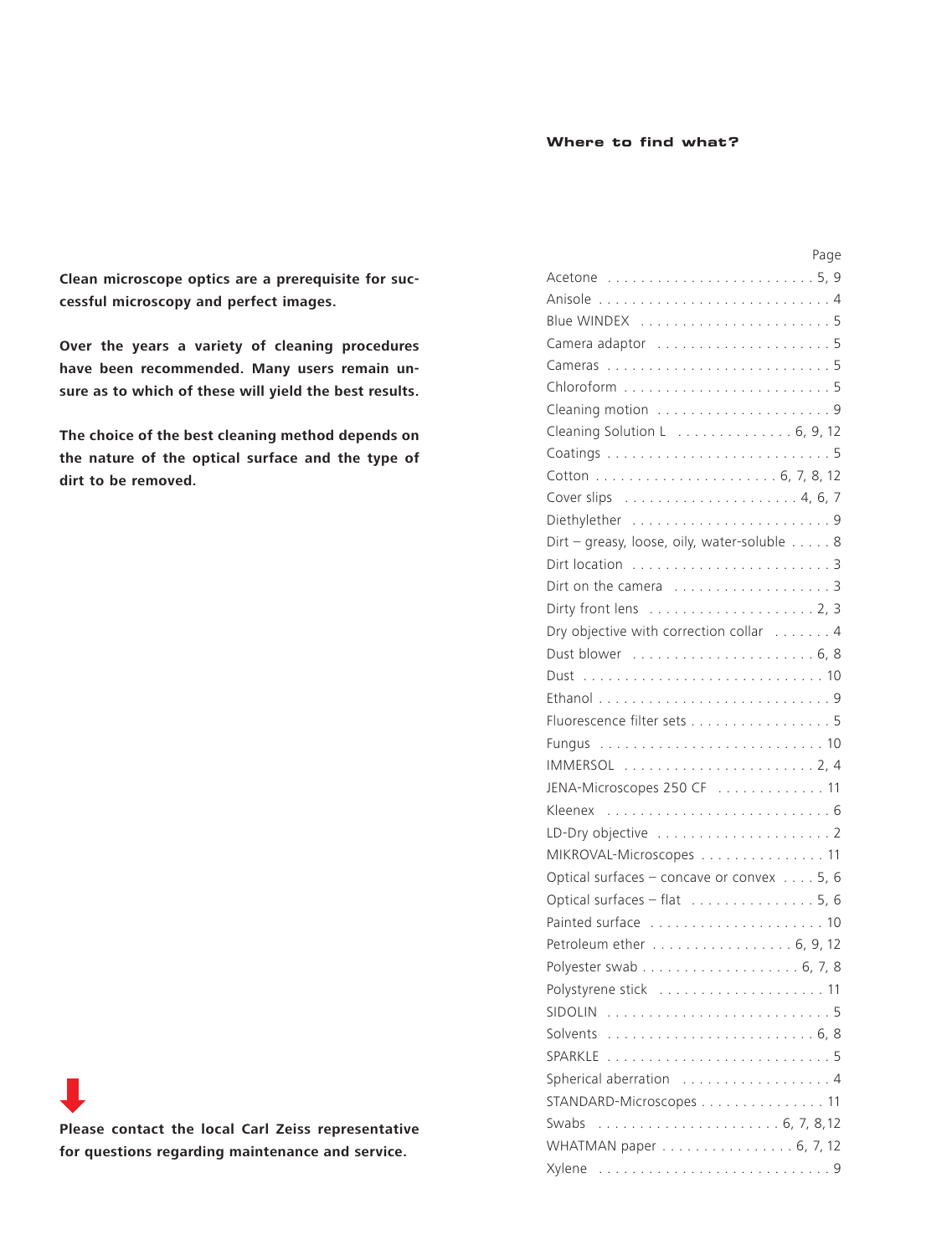**Clean microscope optics are a prerequisite for successful microscopy and perfect images.**

**Over the years a variety of cleaning procedures have been recommended. Many users remain unsure as to which of these will yield the best results.**

**The choice of the best cleaning method depends on the nature of the optical surface and the type of dirt to be removed.**

**Please contact the local Carl Zeiss representative for questions regarding maintenance and service.**

## Where to find what?

| | Page |
|---|---|
| Acetone | 5, 9 |
| Anisole | 4 |
| Blue WINDEX | 5 |
| Camera adaptor | 5 |
| Cameras | 5 |
| Chloroform | 5 |
| Cleaning motion | 9 |
| Cleaning Solution L | 6, 9, 12 |
| Coatings | 5 |
| Cotton | 6, 7, 8, 12 |
| Cover slips | 4, 6, 7 |
| Diethylether | 9 |
| Dirt – greasy, loose, oily, water-soluble | 8 |
| Dirt location | 3 |
| Dirt on the camera | 3 |
| Dirty front lens | 2, 3 |
| Dry objective with correction collar | 4 |
| Dust blower | 6, 8 |
| Dust | 10 |
| Ethanol | 9 |
| Fluorescence filter sets | 5 |
| Fungus | 10 |
| IMMERSOL | 2, 4 |
| JENA-Microscopes 250 CF | 11 |
| Kleenex | 6 |
| LD-Dry objective | 2 |
| MIKROVAL-Microscopes | 11 |
| Optical surfaces – concave or convex | 5, 6 |
| Optical surfaces – flat | 5, 6 |
| Painted surface | 10 |
| Petroleum ether | 6, 9, 12 |
| Polyester swab | 6, 7, 8 |
| Polystyrene stick | 11 |
| SIDOLIN | 5 |
| Solvents | 6, 8 |
| SPARKLE | 5 |
| Spherical aberration | 4 |
| STANDARD-Microscopes | 11 |
| Swabs | 6, 7, 8,12 |
| WHATMAN paper | 6, 7, 12 |
| Xylene | 9 |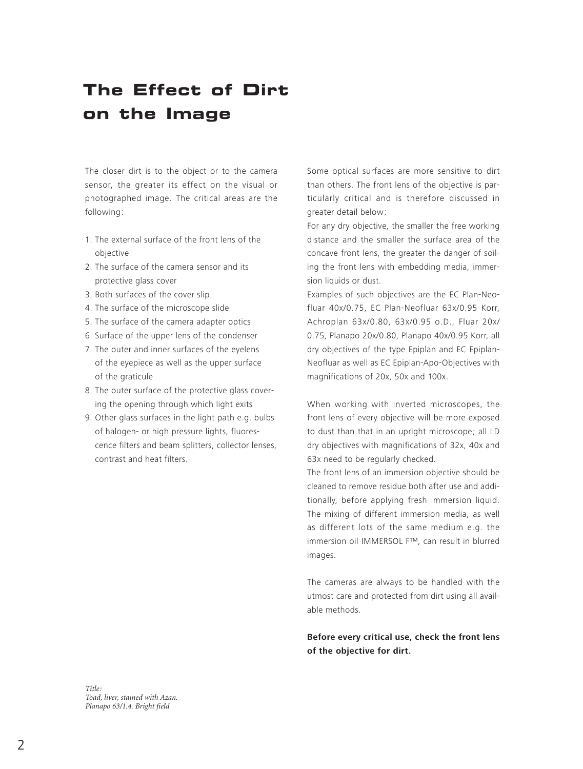# The Effect of Dirt on the Image

The closer dirt is to the object or to the camera sensor, the greater its effect on the visual or photographed image. The critical areas are the following:

1. The external surface of the front lens of the objective
2. The surface of the camera sensor and its protective glass cover
3. Both surfaces of the cover slip
4. The surface of the microscope slide
5. The surface of the camera adapter optics
6. Surface of the upper lens of the condenser
7. The outer and inner surfaces of the eyelens of the eyepiece as well as the upper surface of the graticule
8. The outer surface of the protective glass covering the opening through which light exits
9. Other glass surfaces in the light path e.g. bulbs of halogen- or high pressure lights, fluorescence filters and beam splitters, collector lenses, contrast and heat filters.

Some optical surfaces are more sensitive to dirt than others. The front lens of the objective is particularly critical and is therefore discussed in greater detail below:

For any dry objective, the smaller the free working distance and the smaller the surface area of the concave front lens, the greater the danger of soiling the front lens with embedding media, immersion liquids or dust.

Examples of such objectives are the EC Plan-Neofluar 40x/0.75, EC Plan-Neofluar 63x/0.95 Korr, Achroplan 63x/0.80, 63x/0.95 o.D., Fluar 20x/0.75, Planapo 20x/0.80, Planapo 40x/0.95 Korr, all dry objectives of the type Epiplan and EC Epiplan-Neofluar as well as EC Epiplan-Apo-Objectives with magnifications of 20x, 50x and 100x.

When working with inverted microscopes, the front lens of every objective will be more exposed to dust than that in an upright microscope; all LD dry objectives with magnifications of 32x, 40x and 63x need to be regularly checked.

The front lens of an immersion objective should be cleaned to remove residue both after use and additionally, before applying fresh immersion liquid. The mixing of different immersion media, as well as different lots of the same medium e.g. the immersion oil IMMERSOL F™, can result in blurred images.

The cameras are always to be handled with the utmost care and protected from dirt using all available methods.

**Before every critical use, check the front lens of the objective for dirt.**

*Title:*
*Toad, liver, stained with Azan.*
*Planapo 63/1.4. Bright field*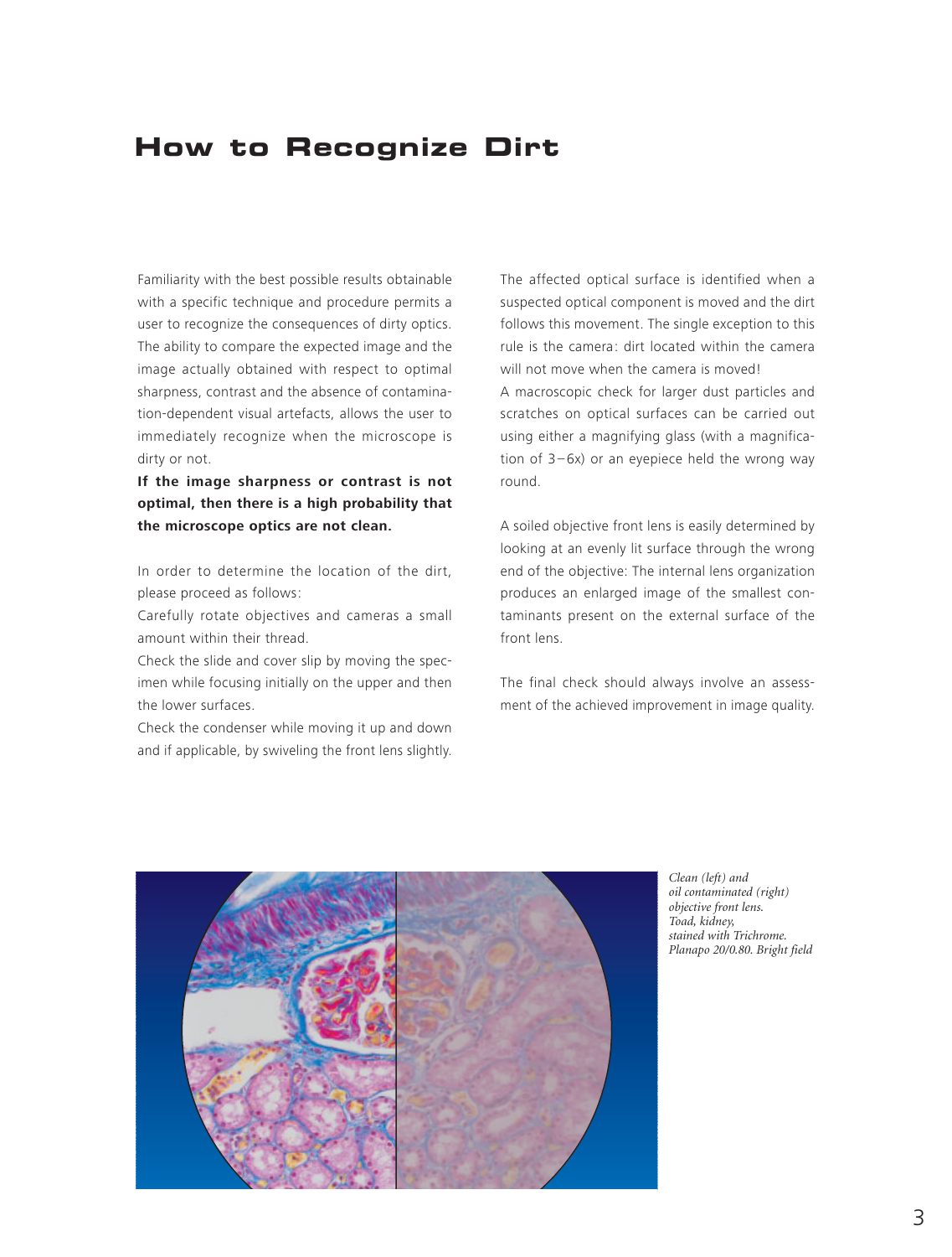# How to Recognize Dirt

Familiarity with the best possible results obtainable with a specific technique and procedure permits a user to recognize the consequences of dirty optics. The ability to compare the expected image and the image actually obtained with respect to optimal sharpness, contrast and the absence of contamination-dependent visual artefacts, allows the user to immediately recognize when the microscope is dirty or not.

**If the image sharpness or contrast is not optimal, then there is a high probability that the microscope optics are not clean.**

In order to determine the location of the dirt, please proceed as follows:

Carefully rotate objectives and cameras a small amount within their thread.

Check the slide and cover slip by moving the specimen while focusing initially on the upper and then the lower surfaces.

Check the condenser while moving it up and down and if applicable, by swiveling the front lens slightly.

The affected optical surface is identified when a suspected optical component is moved and the dirt follows this movement. The single exception to this rule is the camera: dirt located within the camera will not move when the camera is moved!

A macroscopic check for larger dust particles and scratches on optical surfaces can be carried out using either a magnifying glass (with a magnification of 3–6x) or an eyepiece held the wrong way round.

A soiled objective front lens is easily determined by looking at an evenly lit surface through the wrong end of the objective: The internal lens organization produces an enlarged image of the smallest contaminants present on the external surface of the front lens.

The final check should always involve an assessment of the achieved improvement in image quality.

*Clean (left) and oil contaminated (right) objective front lens. Toad, kidney, stained with Trichrome. Planapo 20/0.80. Bright field*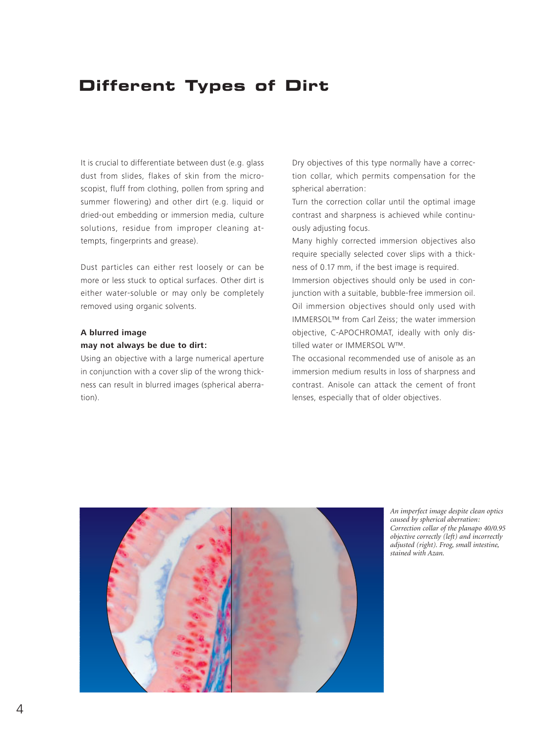# Different Types of Dirt

It is crucial to differentiate between dust (e.g. glass dust from slides, flakes of skin from the microscopist, fluff from clothing, pollen from spring and summer flowering) and other dirt (e.g. liquid or dried-out embedding or immersion media, culture solutions, residue from improper cleaning attempts, fingerprints and grease).

Dust particles can either rest loosely or can be more or less stuck to optical surfaces. Other dirt is either water-soluble or may only be completely removed using organic solvents.

**A blurred image**
**may not always be due to dirt:**

Using an objective with a large numerical aperture in conjunction with a cover slip of the wrong thickness can result in blurred images (spherical aberration).

Dry objectives of this type normally have a correction collar, which permits compensation for the spherical aberration:

Turn the correction collar until the optimal image contrast and sharpness is achieved while continuously adjusting focus.

Many highly corrected immersion objectives also require specially selected cover slips with a thickness of 0.17 mm, if the best image is required.

Immersion objectives should only be used in conjunction with a suitable, bubble-free immersion oil. Oil immersion objectives should only used with IMMERSOL™ from Carl Zeiss; the water immersion objective, C-APOCHROMAT, ideally with only distilled water or IMMERSOL W™.

The occasional recommended use of anisole as an immersion medium results in loss of sharpness and contrast. Anisole can attack the cement of front lenses, especially that of older objectives.

*An imperfect image despite clean optics caused by spherical aberration: Correction collar of the planapo 40/0.95 objective correctly (left) and incorrectly adjusted (right). Frog, small intestine, stained with Azan.*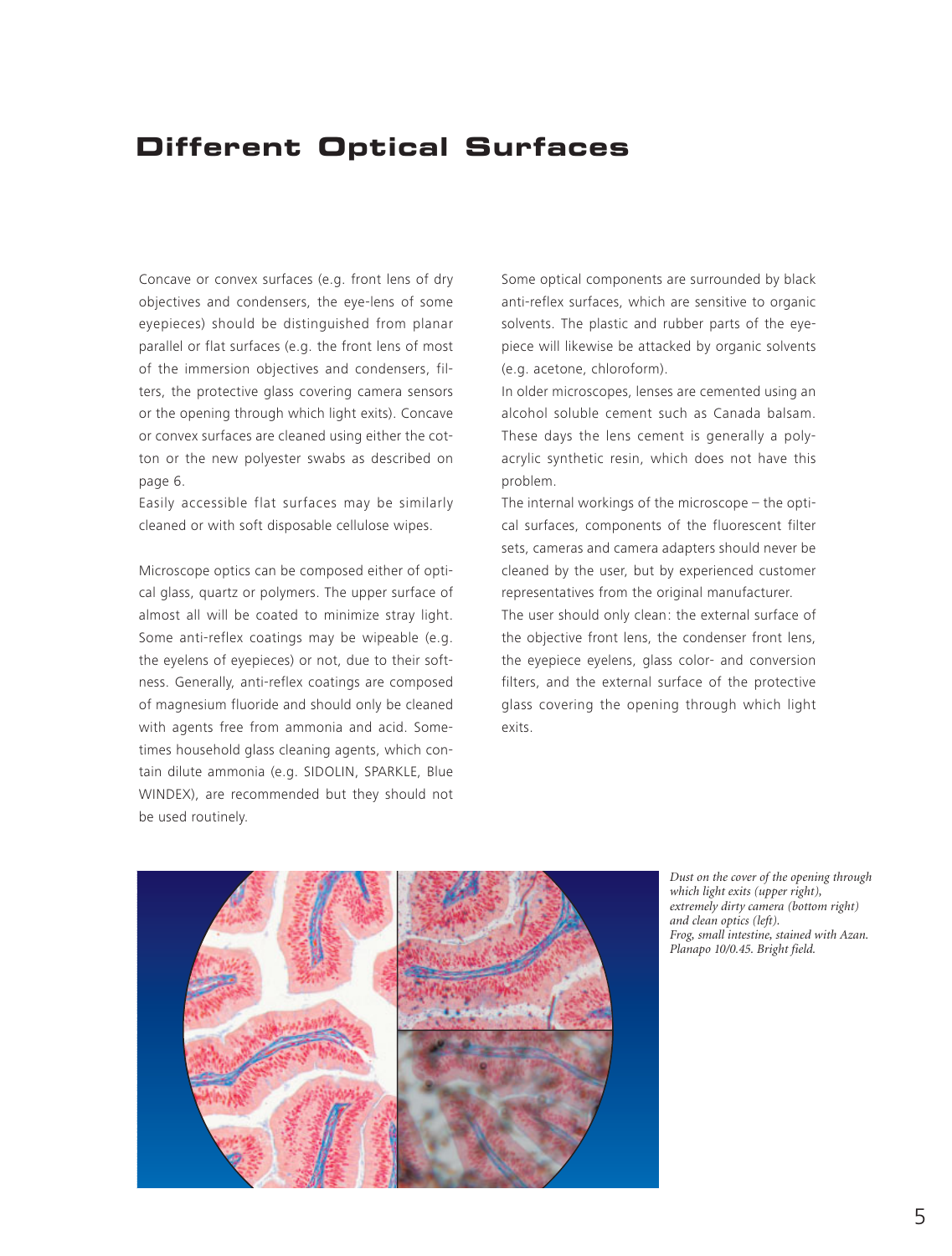# Different Optical Surfaces

Concave or convex surfaces (e.g. front lens of dry objectives and condensers, the eye-lens of some eyepieces) should be distinguished from planar parallel or flat surfaces (e.g. the front lens of most of the immersion objectives and condensers, filters, the protective glass covering camera sensors or the opening through which light exits). Concave or convex surfaces are cleaned using either the cotton or the new polyester swabs as described on page 6.

Easily accessible flat surfaces may be similarly cleaned or with soft disposable cellulose wipes.

Microscope optics can be composed either of optical glass, quartz or polymers. The upper surface of almost all will be coated to minimize stray light. Some anti-reflex coatings may be wipeable (e.g. the eyelens of eyepieces) or not, due to their softness. Generally, anti-reflex coatings are composed of magnesium fluoride and should only be cleaned with agents free from ammonia and acid. Sometimes household glass cleaning agents, which contain dilute ammonia (e.g. SIDOLIN, SPARKLE, Blue WINDEX), are recommended but they should not be used routinely.

Some optical components are surrounded by black anti-reflex surfaces, which are sensitive to organic solvents. The plastic and rubber parts of the eyepiece will likewise be attacked by organic solvents (e.g. acetone, chloroform).

In older microscopes, lenses are cemented using an alcohol soluble cement such as Canada balsam. These days the lens cement is generally a polyacrylic synthetic resin, which does not have this problem.

The internal workings of the microscope – the optical surfaces, components of the fluorescent filter sets, cameras and camera adapters should never be cleaned by the user, but by experienced customer representatives from the original manufacturer.

The user should only clean: the external surface of the objective front lens, the condenser front lens, the eyepiece eyelens, glass color- and conversion filters, and the external surface of the protective glass covering the opening through which light exits.

*Dust on the cover of the opening through which light exits (upper right), extremely dirty camera (bottom right) and clean optics (left). Frog, small intestine, stained with Azan. Planapo 10/0.45. Bright field.*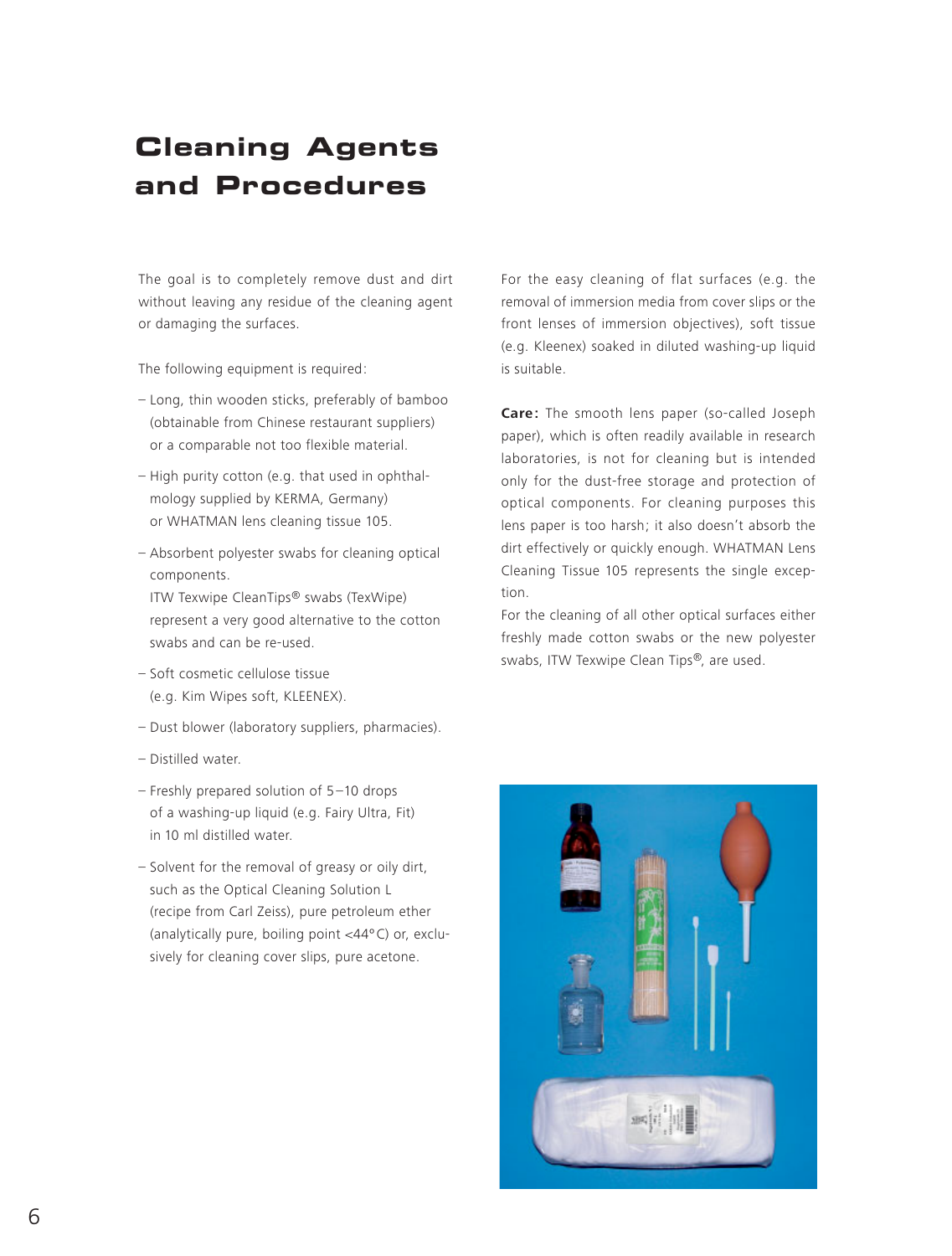# Cleaning Agents and Procedures

The goal is to completely remove dust and dirt without leaving any residue of the cleaning agent or damaging the surfaces.

The following equipment is required:

- Long, thin wooden sticks, preferably of bamboo (obtainable from Chinese restaurant suppliers) or a comparable not too flexible material.
- High purity cotton (e.g. that used in ophthalmology supplied by KERMA, Germany) or WHATMAN lens cleaning tissue 105.
- Absorbent polyester swabs for cleaning optical components.
  ITW Texwipe CleanTips® swabs (TexWipe) represent a very good alternative to the cotton swabs and can be re-used.
- Soft cosmetic cellulose tissue (e.g. Kim Wipes soft, KLEENEX).
- Dust blower (laboratory suppliers, pharmacies).
- Distilled water.
- Freshly prepared solution of 5–10 drops of a washing-up liquid (e.g. Fairy Ultra, Fit) in 10 ml distilled water.
- Solvent for the removal of greasy or oily dirt, such as the Optical Cleaning Solution L (recipe from Carl Zeiss), pure petroleum ether (analytically pure, boiling point <44°C) or, exclusively for cleaning cover slips, pure acetone.

For the easy cleaning of flat surfaces (e.g. the removal of immersion media from cover slips or the front lenses of immersion objectives), soft tissue (e.g. Kleenex) soaked in diluted washing-up liquid is suitable.

**Care:** The smooth lens paper (so-called Joseph paper), which is often readily available in research laboratories, is not for cleaning but is intended only for the dust-free storage and protection of optical components. For cleaning purposes this lens paper is too harsh; it also doesn't absorb the dirt effectively or quickly enough. WHATMAN Lens Cleaning Tissue 105 represents the single exception.

For the cleaning of all other optical surfaces either freshly made cotton swabs or the new polyester swabs, ITW Texwipe Clean Tips®, are used.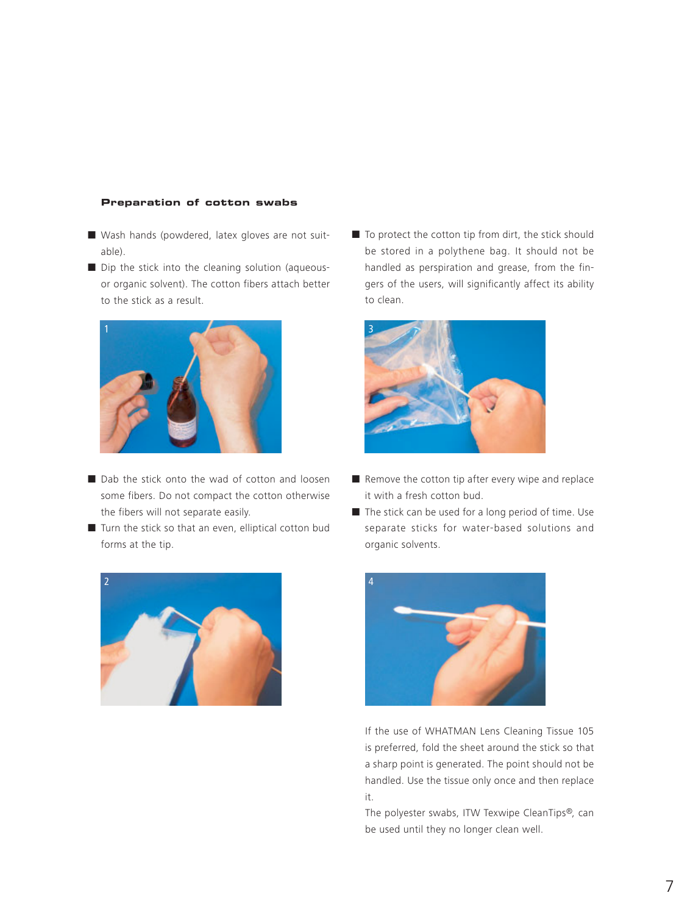**Preparation of cotton swabs**

- Wash hands (powdered, latex gloves are not suitable).
- Dip the stick into the cleaning solution (aqueous- or organic solvent). The cotton fibers attach better to the stick as a result.

1

- Dab the stick onto the wad of cotton and loosen some fibers. Do not compact the cotton otherwise the fibers will not separate easily.
- Turn the stick so that an even, elliptical cotton bud forms at the tip.

2

- To protect the cotton tip from dirt, the stick should be stored in a polythene bag. It should not be handled as perspiration and grease, from the fingers of the users, will significantly affect its ability to clean.

3

- Remove the cotton tip after every wipe and replace it with a fresh cotton bud.
- The stick can be used for a long period of time. Use separate sticks for water-based solutions and organic solvents.

4

If the use of WHATMAN Lens Cleaning Tissue 105 is preferred, fold the sheet around the stick so that a sharp point is generated. The point should not be handled. Use the tissue only once and then replace it.

The polyester swabs, ITW Texwipe CleanTips®, can be used until they no longer clean well.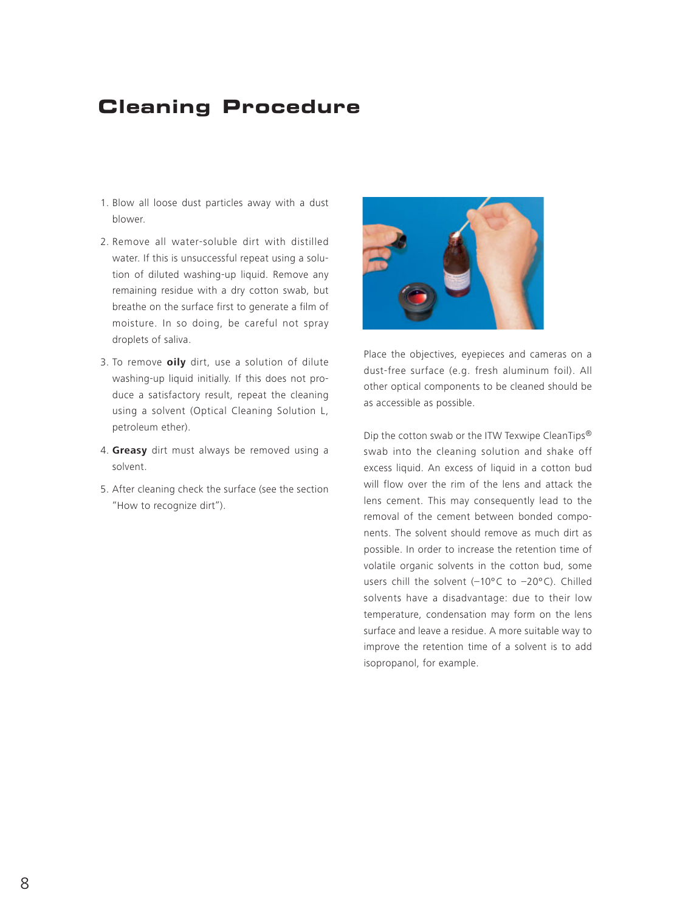# Cleaning Procedure

1. Blow all loose dust particles away with a dust blower.
2. Remove all water-soluble dirt with distilled water. If this is unsuccessful repeat using a solution of diluted washing-up liquid. Remove any remaining residue with a dry cotton swab, but breathe on the surface first to generate a film of moisture. In so doing, be careful not spray droplets of saliva.
3. To remove **oily** dirt, use a solution of dilute washing-up liquid initially. If this does not produce a satisfactory result, repeat the cleaning using a solvent (Optical Cleaning Solution L, petroleum ether).
4. **Greasy** dirt must always be removed using a solvent.
5. After cleaning check the surface (see the section "How to recognize dirt").

Place the objectives, eyepieces and cameras on a dust-free surface (e.g. fresh aluminum foil). All other optical components to be cleaned should be as accessible as possible.

Dip the cotton swab or the ITW Texwipe CleanTips® swab into the cleaning solution and shake off excess liquid. An excess of liquid in a cotton bud will flow over the rim of the lens and attack the lens cement. This may consequently lead to the removal of the cement between bonded components. The solvent should remove as much dirt as possible. In order to increase the retention time of volatile organic solvents in the cotton bud, some users chill the solvent (−10°C to −20°C). Chilled solvents have a disadvantage: due to their low temperature, condensation may form on the lens surface and leave a residue. A more suitable way to improve the retention time of a solvent is to add isopropanol, for example.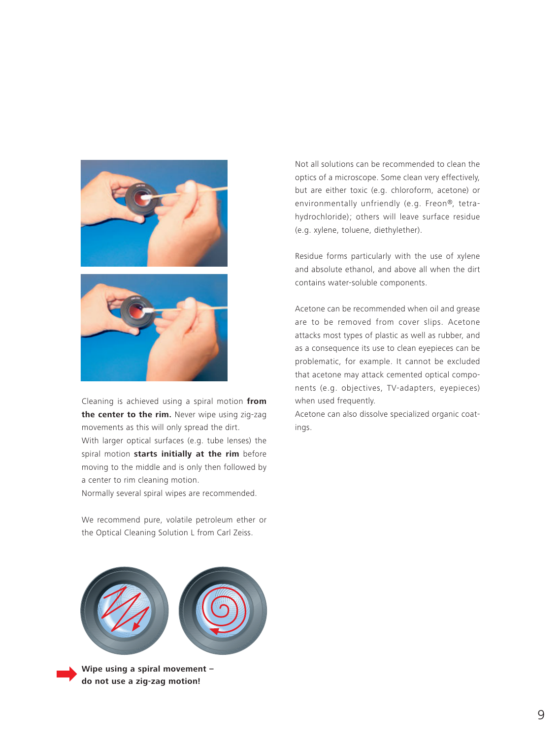Cleaning is achieved using a spiral motion **from the center to the rim.** Never wipe using zig-zag movements as this will only spread the dirt.
With larger optical surfaces (e.g. tube lenses) the spiral motion **starts initially at the rim** before moving to the middle and is only then followed by a center to rim cleaning motion.
Normally several spiral wipes are recommended.

We recommend pure, volatile petroleum ether or the Optical Cleaning Solution L from Carl Zeiss.

**Wipe using a spiral movement – do not use a zig-zag motion!**

Not all solutions can be recommended to clean the optics of a microscope. Some clean very effectively, but are either toxic (e.g. chloroform, acetone) or environmentally unfriendly (e.g. Freon®, tetra-hydrochloride); others will leave surface residue (e.g. xylene, toluene, diethylether).

Residue forms particularly with the use of xylene and absolute ethanol, and above all when the dirt contains water-soluble components.

Acetone can be recommended when oil and grease are to be removed from cover slips. Acetone attacks most types of plastic as well as rubber, and as a consequence its use to clean eyepieces can be problematic, for example. It cannot be excluded that acetone may attack cemented optical components (e.g. objectives, TV-adapters, eyepieces) when used frequently.
Acetone can also dissolve specialized organic coatings.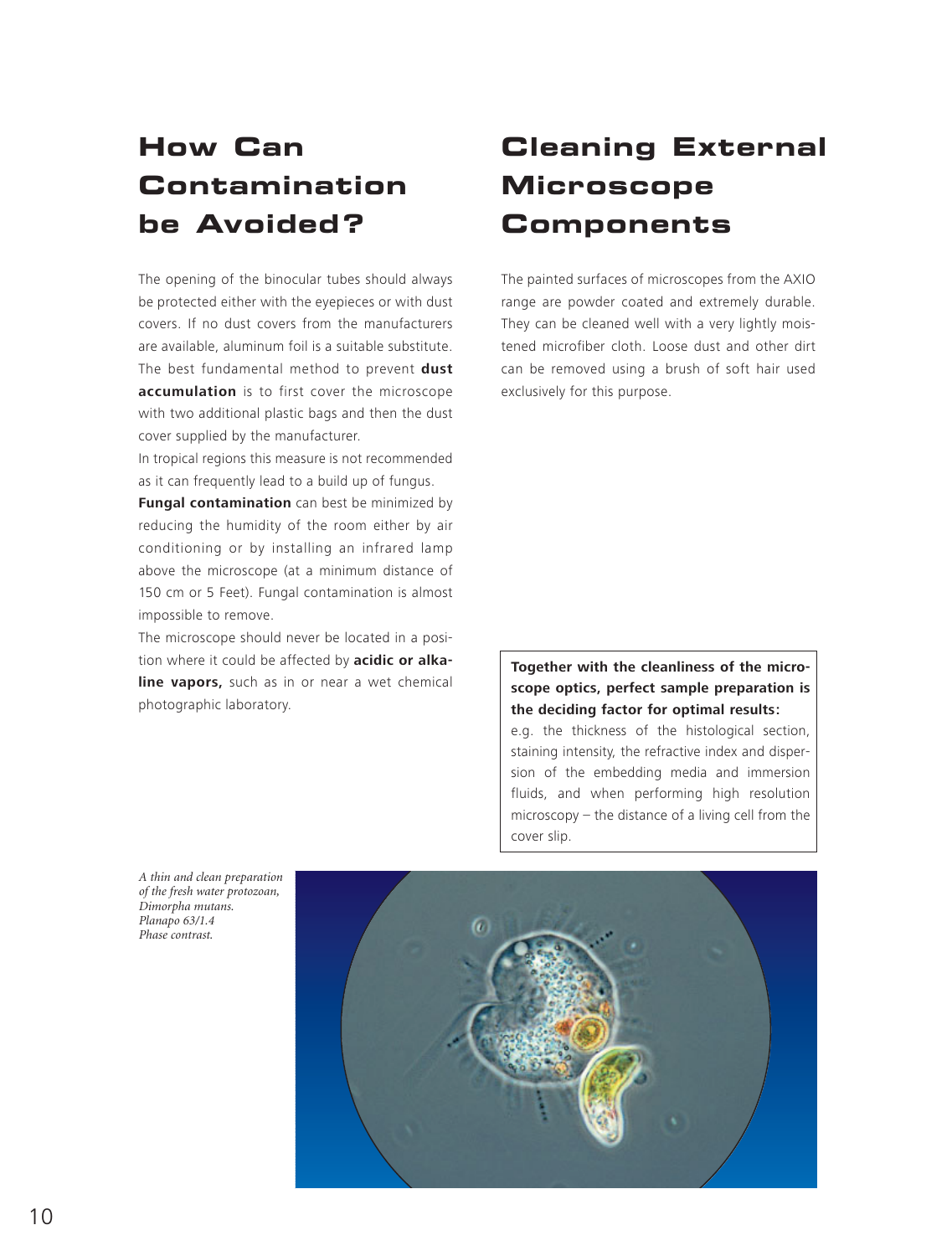## How Can Contamination be Avoided?

The opening of the binocular tubes should always be protected either with the eyepieces or with dust covers. If no dust covers from the manufacturers are available, aluminum foil is a suitable substitute. The best fundamental method to prevent **dust accumulation** is to first cover the microscope with two additional plastic bags and then the dust cover supplied by the manufacturer.

In tropical regions this measure is not recommended as it can frequently lead to a build up of fungus.

**Fungal contamination** can best be minimized by reducing the humidity of the room either by air conditioning or by installing an infrared lamp above the microscope (at a minimum distance of 150 cm or 5 Feet). Fungal contamination is almost impossible to remove.

The microscope should never be located in a position where it could be affected by **acidic or alkaline vapors,** such as in or near a wet chemical photographic laboratory.

## Cleaning External Microscope Components

The painted surfaces of microscopes from the AXIO range are powder coated and extremely durable. They can be cleaned well with a very lightly moistened microfiber cloth. Loose dust and other dirt can be removed using a brush of soft hair used exclusively for this purpose.

**Together with the cleanliness of the microscope optics, perfect sample preparation is the deciding factor for optimal results:**
e.g. the thickness of the histological section, staining intensity, the refractive index and dispersion of the embedding media and immersion fluids, and when performing high resolution microscopy – the distance of a living cell from the cover slip.

*A thin and clean preparation of the fresh water protozoan, Dimorpha mutans. Planapo 63/1.4 Phase contrast.*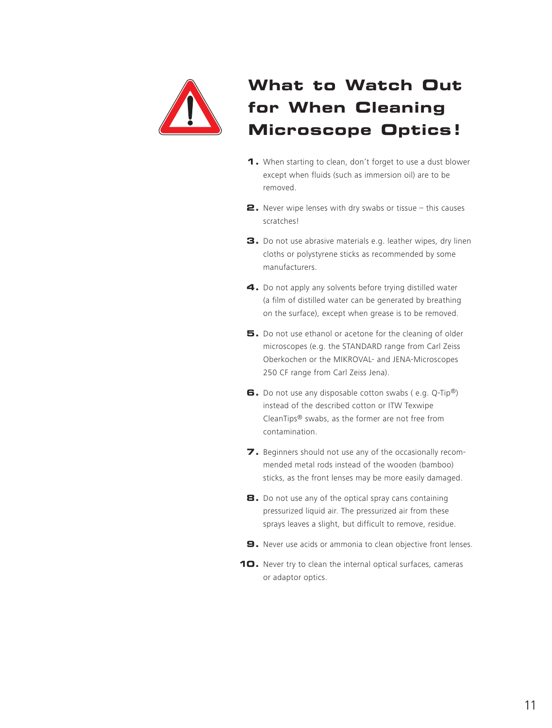# What to Watch Out for When Cleaning Microscope Optics!

1. When starting to clean, don't forget to use a dust blower except when fluids (such as immersion oil) are to be removed.

2. Never wipe lenses with dry swabs or tissue – this causes scratches!

3. Do not use abrasive materials e.g. leather wipes, dry linen cloths or polystyrene sticks as recommended by some manufacturers.

4. Do not apply any solvents before trying distilled water (a film of distilled water can be generated by breathing on the surface), except when grease is to be removed.

5. Do not use ethanol or acetone for the cleaning of older microscopes (e.g. the STANDARD range from Carl Zeiss Oberkochen or the MIKROVAL- and JENA-Microscopes 250 CF range from Carl Zeiss Jena).

6. Do not use any disposable cotton swabs ( e.g. Q-Tip®) instead of the described cotton or ITW Texwipe CleanTips® swabs, as the former are not free from contamination.

7. Beginners should not use any of the occasionally recommended metal rods instead of the wooden (bamboo) sticks, as the front lenses may be more easily damaged.

8. Do not use any of the optical spray cans containing pressurized liquid air. The pressurized air from these sprays leaves a slight, but difficult to remove, residue.

9. Never use acids or ammonia to clean objective front lenses.

10. Never try to clean the internal optical surfaces, cameras or adaptor optics.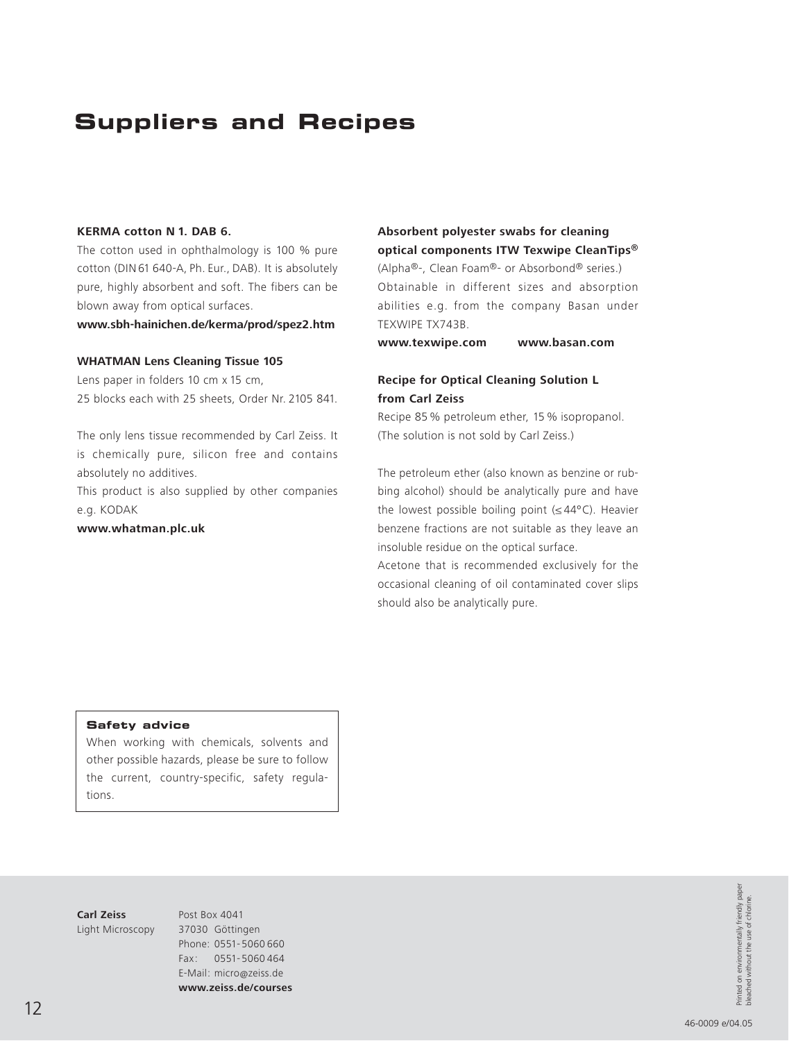# Suppliers and Recipes

**KERMA cotton N 1. DAB 6.**

The cotton used in ophthalmology is 100 % pure cotton (DIN 61 640-A, Ph. Eur., DAB). It is absolutely pure, highly absorbent and soft. The fibers can be blown away from optical surfaces.

**www.sbh-hainichen.de/kerma/prod/spez2.htm**

**WHATMAN Lens Cleaning Tissue 105**

Lens paper in folders 10 cm x 15 cm,
25 blocks each with 25 sheets, Order Nr. 2105 841.

The only lens tissue recommended by Carl Zeiss. It is chemically pure, silicon free and contains absolutely no additives.
This product is also supplied by other companies e.g. KODAK

**www.whatman.plc.uk**

**Absorbent polyester swabs for cleaning optical components ITW Texwipe CleanTips®**

(Alpha®-, Clean Foam®- or Absorbond® series.)
Obtainable in different sizes and absorption abilities e.g. from the company Basan under TEXWIPE TX743B.

**www.texwipe.com** **www.basan.com**

**Recipe for Optical Cleaning Solution L from Carl Zeiss**

Recipe 85 % petroleum ether, 15 % isopropanol.
(The solution is not sold by Carl Zeiss.)

The petroleum ether (also known as benzine or rubbing alcohol) should be analytically pure and have the lowest possible boiling point (≤ 44°C). Heavier benzene fractions are not suitable as they leave an insoluble residue on the optical surface.
Acetone that is recommended exclusively for the occasional cleaning of oil contaminated cover slips should also be analytically pure.

**Safety advice**

When working with chemicals, solvents and other possible hazards, please be sure to follow the current, country-specific, safety regulations.

**Carl Zeiss**
Light Microscopy

Post Box 4041
37030 Göttingen
Phone: 0551-5060 660
Fax: 0551-5060 464
E-Mail: micro@zeiss.de
**www.zeiss.de/courses**

Printed on environmentally friendly paper bleached without the use of chlorine.

46-0009 e/04.05